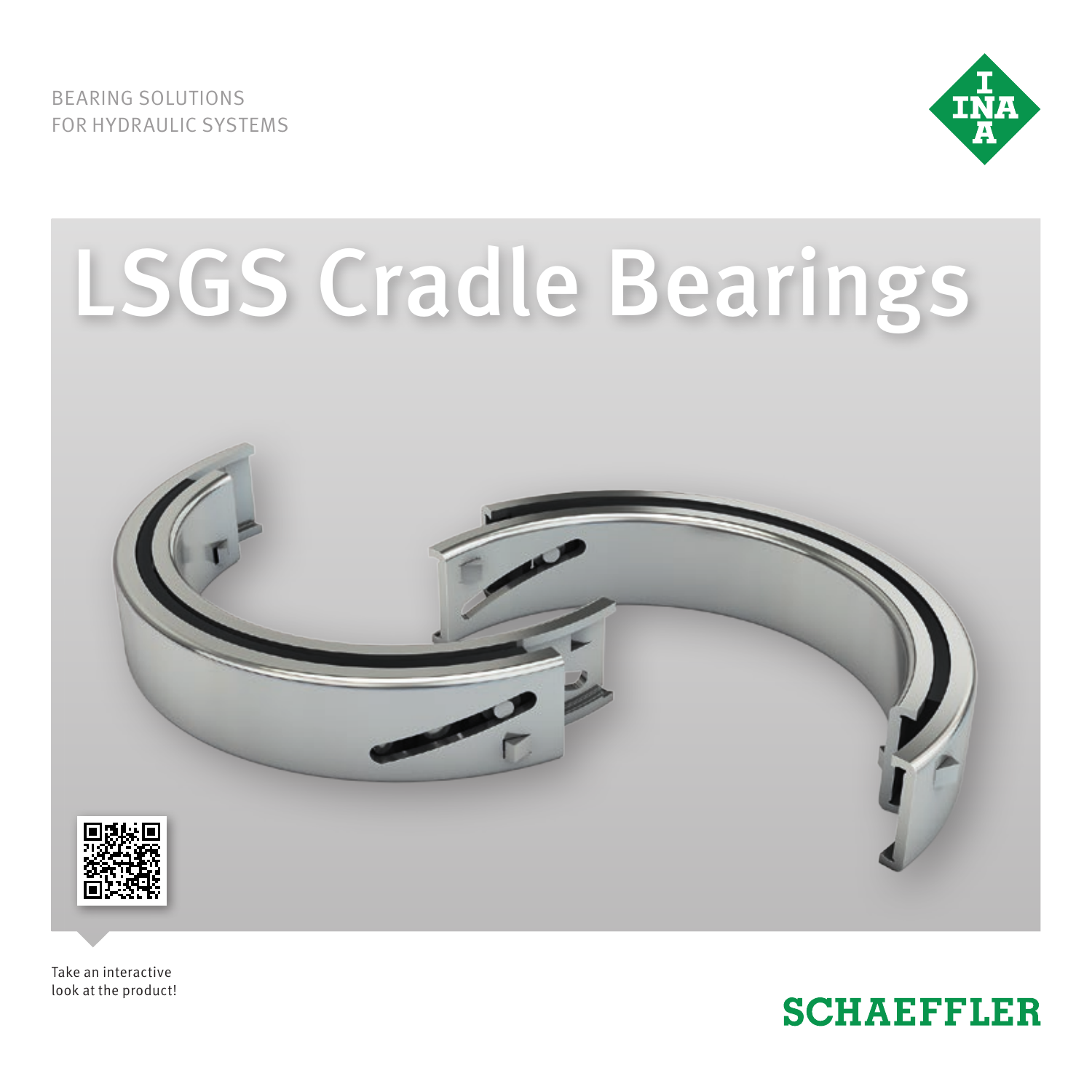BEARING SOLUTIONS
FOR HYDRAULIC SYSTEMS

# LSGS Cradle Bearings

Take an interactive look at the product!

SCHAEFFLER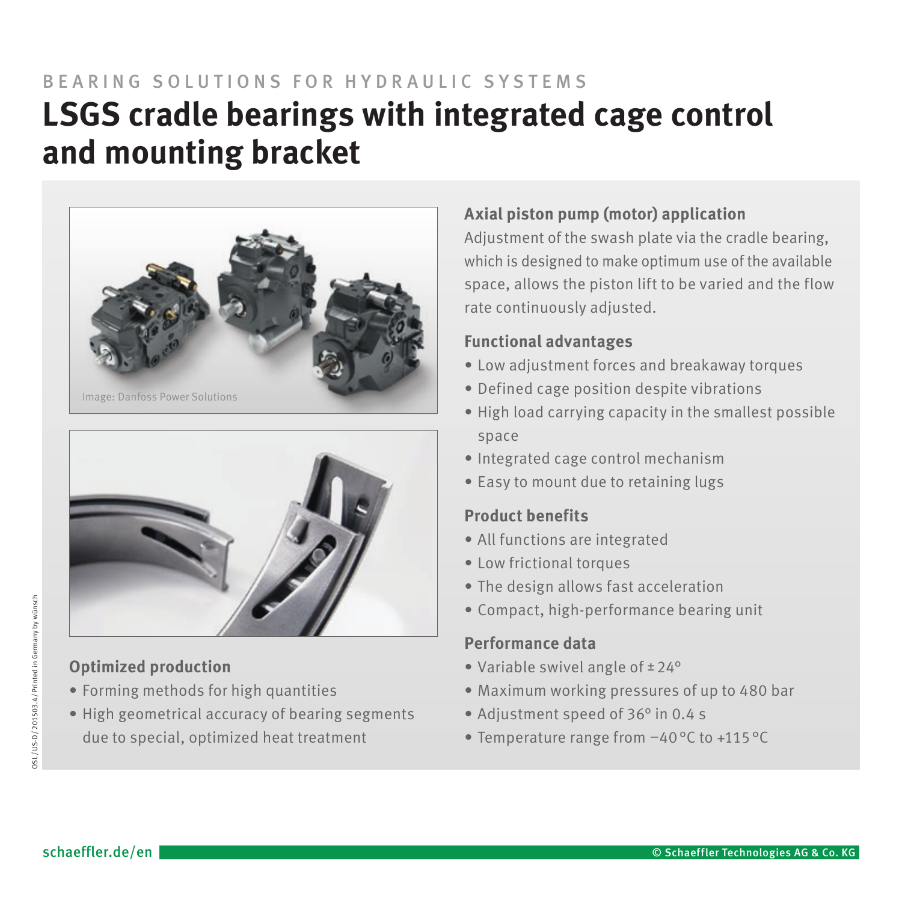BEARING SOLUTIONS FOR HYDRAULIC SYSTEMS

# LSGS cradle bearings with integrated cage control and mounting bracket

Image: Danfoss Power Solutions

### Optimized production

- Forming methods for high quantities
- High geometrical accuracy of bearing segments due to special, optimized heat treatment

### Axial piston pump (motor) application

Adjustment of the swash plate via the cradle bearing, which is designed to make optimum use of the available space, allows the piston lift to be varied and the flow rate continuously adjusted.

### Functional advantages

- Low adjustment forces and breakaway torques
- Defined cage position despite vibrations
- High load carrying capacity in the smallest possible space
- Integrated cage control mechanism
- Easy to mount due to retaining lugs

### Product benefits

- All functions are integrated
- Low frictional torques
- The design allows fast acceleration
- Compact, high-performance bearing unit

### Performance data

- Variable swivel angle of ± 24°
- Maximum working pressures of up to 480 bar
- Adjustment speed of 36° in 0.4 s
- Temperature range from −40 °C to +115 °C

OSL/US-D/201503.4/Printed in Germany by wünsch

schaeffler.de/en

© Schaeffler Technologies AG & Co. KG